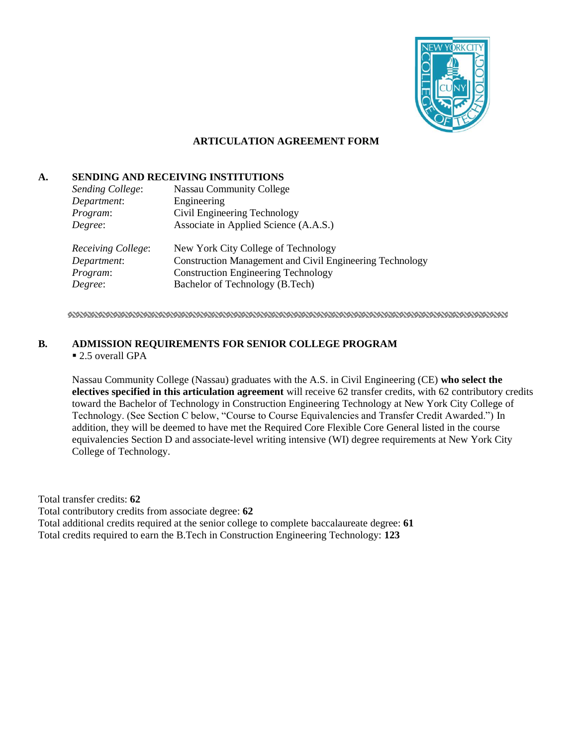# ARTICULATION AGREEMENT FORM

## A. SENDING AND RECEIVING INSTITUTIONS

| | |
|---|---|
| *Sending College*: | Nassau Community College |
| *Department*: | Engineering |
| *Program*: | Civil Engineering Technology |
| *Degree*: | Associate in Applied Science (A.A.S.) |
| *Receiving College*: | New York City College of Technology |
| *Department*: | Construction Management and Civil Engineering Technology |
| *Program*: | Construction Engineering Technology |
| *Degree*: | Bachelor of Technology (B.Tech) |

## B. ADMISSION REQUIREMENTS FOR SENIOR COLLEGE PROGRAM

- 2.5 overall GPA

Nassau Community College (Nassau) graduates with the A.S. in Civil Engineering (CE) **who select the electives specified in this articulation agreement** will receive 62 transfer credits, with 62 contributory credits toward the Bachelor of Technology in Construction Engineering Technology at New York City College of Technology. (See Section C below, "Course to Course Equivalencies and Transfer Credit Awarded.") In addition, they will be deemed to have met the Required Core Flexible Core General listed in the course equivalencies Section D and associate-level writing intensive (WI) degree requirements at New York City College of Technology.

Total transfer credits: **62**
Total contributory credits from associate degree: **62**
Total additional credits required at the senior college to complete baccalaureate degree: **61**
Total credits required to earn the B.Tech in Construction Engineering Technology: **123**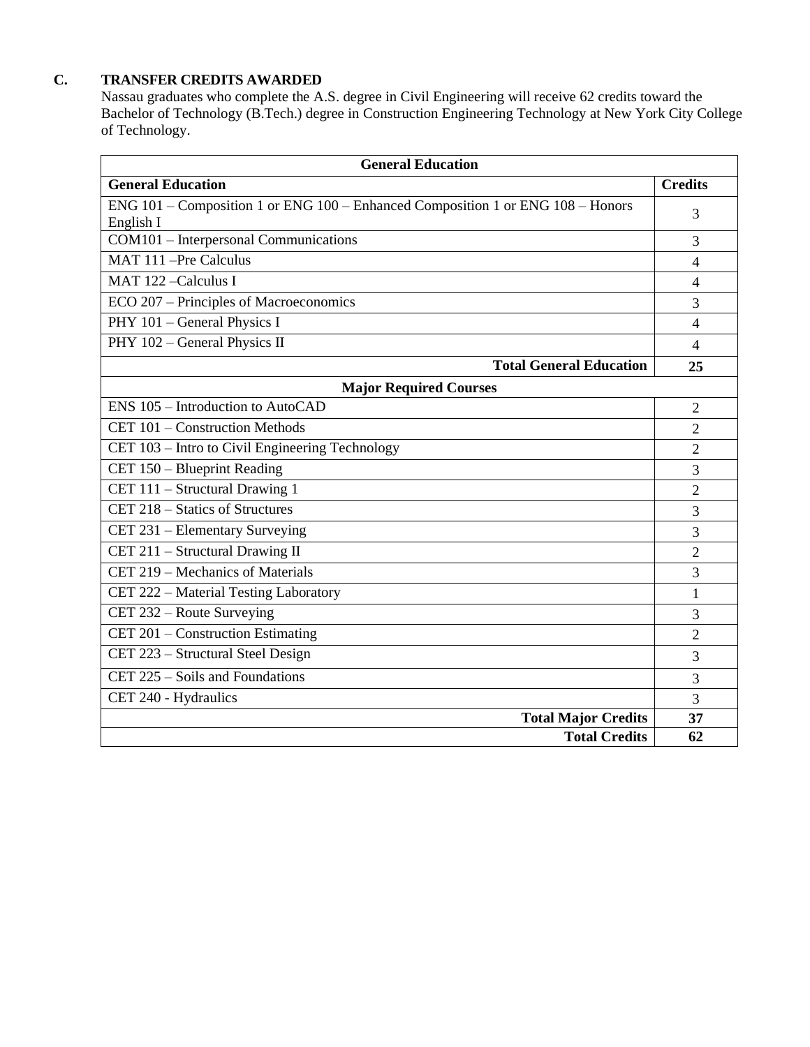## C. TRANSFER CREDITS AWARDED

Nassau graduates who complete the A.S. degree in Civil Engineering will receive 62 credits toward the Bachelor of Technology (B.Tech.) degree in Construction Engineering Technology at New York City College of Technology.

| General Education | |
|---|---|
| **General Education** | **Credits** |
| ENG 101 – Composition 1 or ENG 100 – Enhanced Composition 1 or ENG 108 – Honors English I | 3 |
| COM101 – Interpersonal Communications | 3 |
| MAT 111 –Pre Calculus | 4 |
| MAT 122 –Calculus I | 4 |
| ECO 207 – Principles of Macroeconomics | 3 |
| PHY 101 – General Physics I | 4 |
| PHY 102 – General Physics II | 4 |
| **Total General Education** | **25** |
| **Major Required Courses** | |
| ENS 105 – Introduction to AutoCAD | 2 |
| CET 101 – Construction Methods | 2 |
| CET 103 – Intro to Civil Engineering Technology | 2 |
| CET 150 – Blueprint Reading | 3 |
| CET 111 – Structural Drawing 1 | 2 |
| CET 218 – Statics of Structures | 3 |
| CET 231 – Elementary Surveying | 3 |
| CET 211 – Structural Drawing II | 2 |
| CET 219 – Mechanics of Materials | 3 |
| CET 222 – Material Testing Laboratory | 1 |
| CET 232 – Route Surveying | 3 |
| CET 201 – Construction Estimating | 2 |
| CET 223 – Structural Steel Design | 3 |
| CET 225 – Soils and Foundations | 3 |
| CET 240 - Hydraulics | 3 |
| **Total Major Credits** | **37** |
| **Total Credits** | **62** |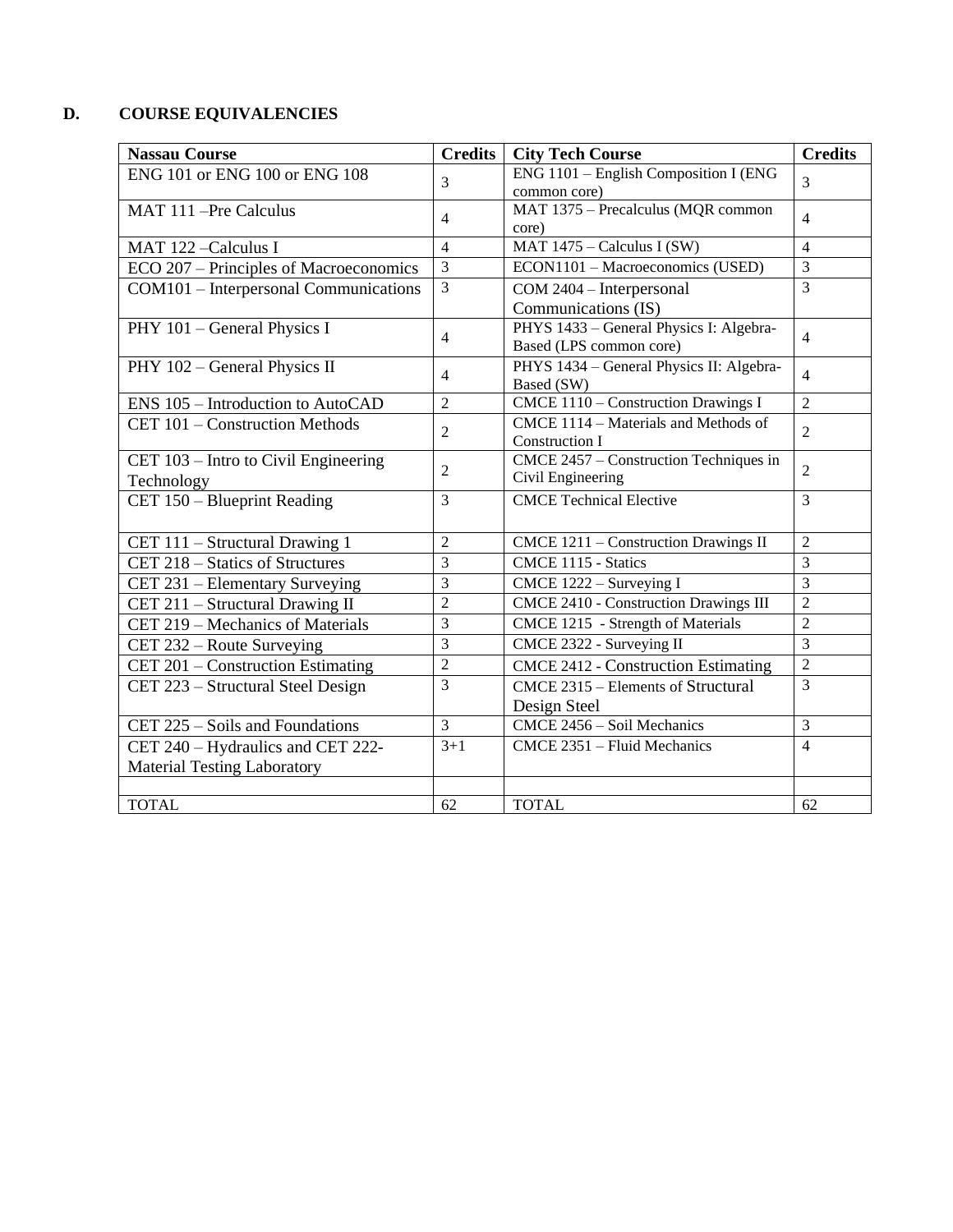## D. COURSE EQUIVALENCIES

| **Nassau Course** | **Credits** | **City Tech Course** | **Credits** |
|---|---|---|---|
| ENG 101 or ENG 100 or ENG 108 | 3 | ENG 1101 – English Composition I (ENG common core) | 3 |
| MAT 111 –Pre Calculus | 4 | MAT 1375 – Precalculus (MQR common core) | 4 |
| MAT 122 –Calculus I | 4 | MAT 1475 – Calculus I (SW) | 4 |
| ECO 207 – Principles of Macroeconomics | 3 | ECON1101 – Macroeconomics (USED) | 3 |
| COM101 – Interpersonal Communications | 3 | COM 2404 – Interpersonal Communications (IS) | 3 |
| PHY 101 – General Physics I | 4 | PHYS 1433 – General Physics I: Algebra-Based (LPS common core) | 4 |
| PHY 102 – General Physics II | 4 | PHYS 1434 – General Physics II: Algebra-Based (SW) | 4 |
| ENS 105 – Introduction to AutoCAD | 2 | CMCE 1110 – Construction Drawings I | 2 |
| CET 101 – Construction Methods | 2 | CMCE 1114 – Materials and Methods of Construction I | 2 |
| CET 103 – Intro to Civil Engineering Technology | 2 | CMCE 2457 – Construction Techniques in Civil Engineering | 2 |
| CET 150 – Blueprint Reading | 3 | CMCE Technical Elective | 3 |
| CET 111 – Structural Drawing 1 | 2 | CMCE 1211 – Construction Drawings II | 2 |
| CET 218 – Statics of Structures | 3 | CMCE 1115 - Statics | 3 |
| CET 231 – Elementary Surveying | 3 | CMCE 1222 – Surveying I | 3 |
| CET 211 – Structural Drawing II | 2 | CMCE 2410 - Construction Drawings III | 2 |
| CET 219 – Mechanics of Materials | 3 | CMCE 1215 - Strength of Materials | 2 |
| CET 232 – Route Surveying | 3 | CMCE 2322 - Surveying II | 3 |
| CET 201 – Construction Estimating | 2 | CMCE 2412 - Construction Estimating | 2 |
| CET 223 – Structural Steel Design | 3 | CMCE 2315 – Elements of Structural Design Steel | 3 |
| CET 225 – Soils and Foundations | 3 | CMCE 2456 – Soil Mechanics | 3 |
| CET 240 – Hydraulics and CET 222-Material Testing Laboratory | 3+1 | CMCE 2351 – Fluid Mechanics | 4 |
| | | | |
| TOTAL | 62 | TOTAL | 62 |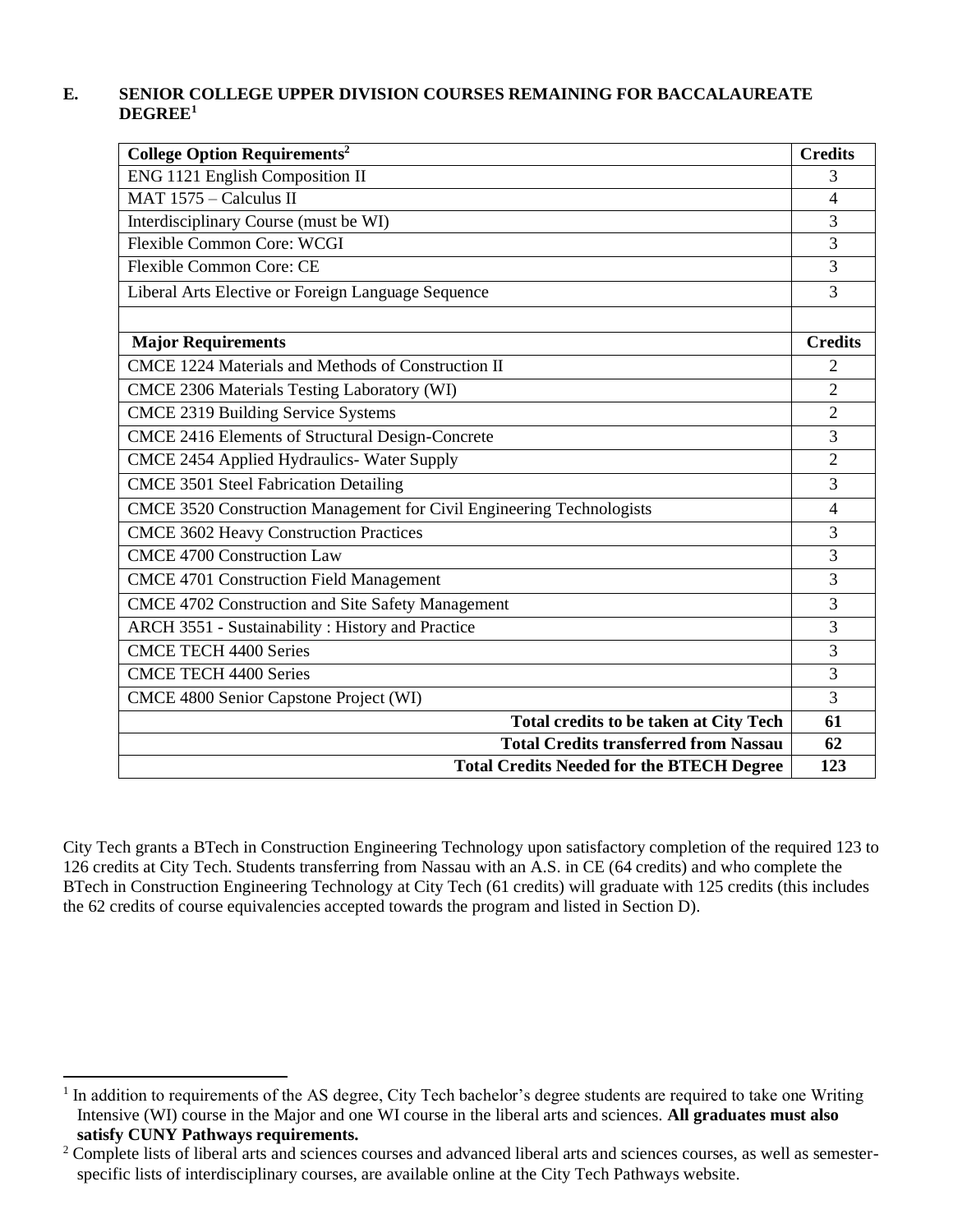## E. SENIOR COLLEGE UPPER DIVISION COURSES REMAINING FOR BACCALAUREATE DEGREE[1]

| College Option Requirements[2] | Credits |
|---|---|
| ENG 1121 English Composition II | 3 |
| MAT 1575 – Calculus II | 4 |
| Interdisciplinary Course (must be WI) | 3 |
| Flexible Common Core: WCGI | 3 |
| Flexible Common Core: CE | 3 |
| Liberal Arts Elective or Foreign Language Sequence | 3 |
| | |
| **Major Requirements** | **Credits** |
| CMCE 1224 Materials and Methods of Construction II | 2 |
| CMCE 2306 Materials Testing Laboratory (WI) | 2 |
| CMCE 2319 Building Service Systems | 2 |
| CMCE 2416 Elements of Structural Design-Concrete | 3 |
| CMCE 2454 Applied Hydraulics- Water Supply | 2 |
| CMCE 3501 Steel Fabrication Detailing | 3 |
| CMCE 3520 Construction Management for Civil Engineering Technologists | 4 |
| CMCE 3602 Heavy Construction Practices | 3 |
| CMCE 4700 Construction Law | 3 |
| CMCE 4701 Construction Field Management | 3 |
| CMCE 4702 Construction and Site Safety Management | 3 |
| ARCH 3551 - Sustainability : History and Practice | 3 |
| CMCE TECH 4400 Series | 3 |
| CMCE TECH 4400 Series | 3 |
| CMCE 4800 Senior Capstone Project (WI) | 3 |
| **Total credits to be taken at City Tech** | **61** |
| **Total Credits transferred from Nassau** | **62** |
| **Total Credits Needed for the BTECH Degree** | **123** |

City Tech grants a BTech in Construction Engineering Technology upon satisfactory completion of the required 123 to 126 credits at City Tech. Students transferring from Nassau with an A.S. in CE (64 credits) and who complete the BTech in Construction Engineering Technology at City Tech (61 credits) will graduate with 125 credits (this includes the 62 credits of course equivalencies accepted towards the program and listed in Section D).

---

[1] In addition to requirements of the AS degree, City Tech bachelor's degree students are required to take one Writing Intensive (WI) course in the Major and one WI course in the liberal arts and sciences. **All graduates must also satisfy CUNY Pathways requirements.**

[2] Complete lists of liberal arts and sciences courses and advanced liberal arts and sciences courses, as well as semester-specific lists of interdisciplinary courses, are available online at the City Tech Pathways website.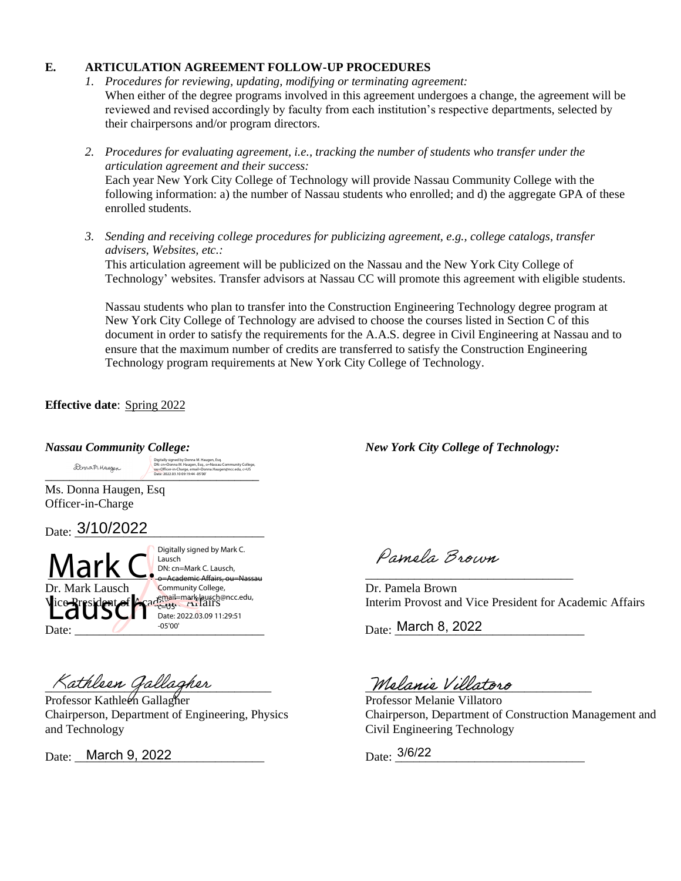**E. ARTICULATION AGREEMENT FOLLOW-UP PROCEDURES**

1. *Procedures for reviewing, updating, modifying or terminating agreement:*
   When either of the degree programs involved in this agreement undergoes a change, the agreement will be reviewed and revised accordingly by faculty from each institution's respective departments, selected by their chairpersons and/or program directors.

2. *Procedures for evaluating agreement, i.e., tracking the number of students who transfer under the articulation agreement and their success:*
   Each year New York City College of Technology will provide Nassau Community College with the following information: a) the number of Nassau students who enrolled; and d) the aggregate GPA of these enrolled students.

3. *Sending and receiving college procedures for publicizing agreement, e.g., college catalogs, transfer advisers, Websites, etc.:*
   This articulation agreement will be publicized on the Nassau and the New York City College of Technology' websites. Transfer advisors at Nassau CC will promote this agreement with eligible students.

   Nassau students who plan to transfer into the Construction Engineering Technology degree program at New York City College of Technology are advised to choose the courses listed in Section C of this document in order to satisfy the requirements for the A.A.S. degree in Civil Engineering at Nassau and to ensure that the maximum number of credits are transferred to satisfy the Construction Engineering Technology program requirements at New York City College of Technology.

**Effective date**: Spring 2022

***Nassau Community College:***

Donna M. Haugen
Digitally signed by Donna M. Haugen, Esq.
DN: cn=Donna M. Haugen, Esq., o=Nassau Community College, ou=Officer-in-Charge, email=Donna.Haugen@ncc.edu, c=US
Date: 2022.03.10 09:19:44 -05'00'

Ms. Donna Haugen, Esq
Officer-in-Charge

Date: 3/10/2022

Mark C. Lausch
Digitally signed by Mark C. Lausch
DN: cn=Mark C. Lausch, o=Academic Affairs, ou=Nassau Community College, email=mark.lausch@ncc.edu, c=US
Date: 2022.03.09 11:29:51 -05'00'

Dr. Mark Lausch
Vice President of Academic Affairs

Date:

Kathleen Gallagher

Professor Kathleen Gallagher
Chairperson, Department of Engineering, Physics and Technology

Date: March 9, 2022

***New York City College of Technology:***

Pamela Brown

Dr. Pamela Brown
Interim Provost and Vice President for Academic Affairs

Date: March 8, 2022

Melanie Villatoro

Professor Melanie Villatoro
Chairperson, Department of Construction Management and Civil Engineering Technology

Date: 3/6/22